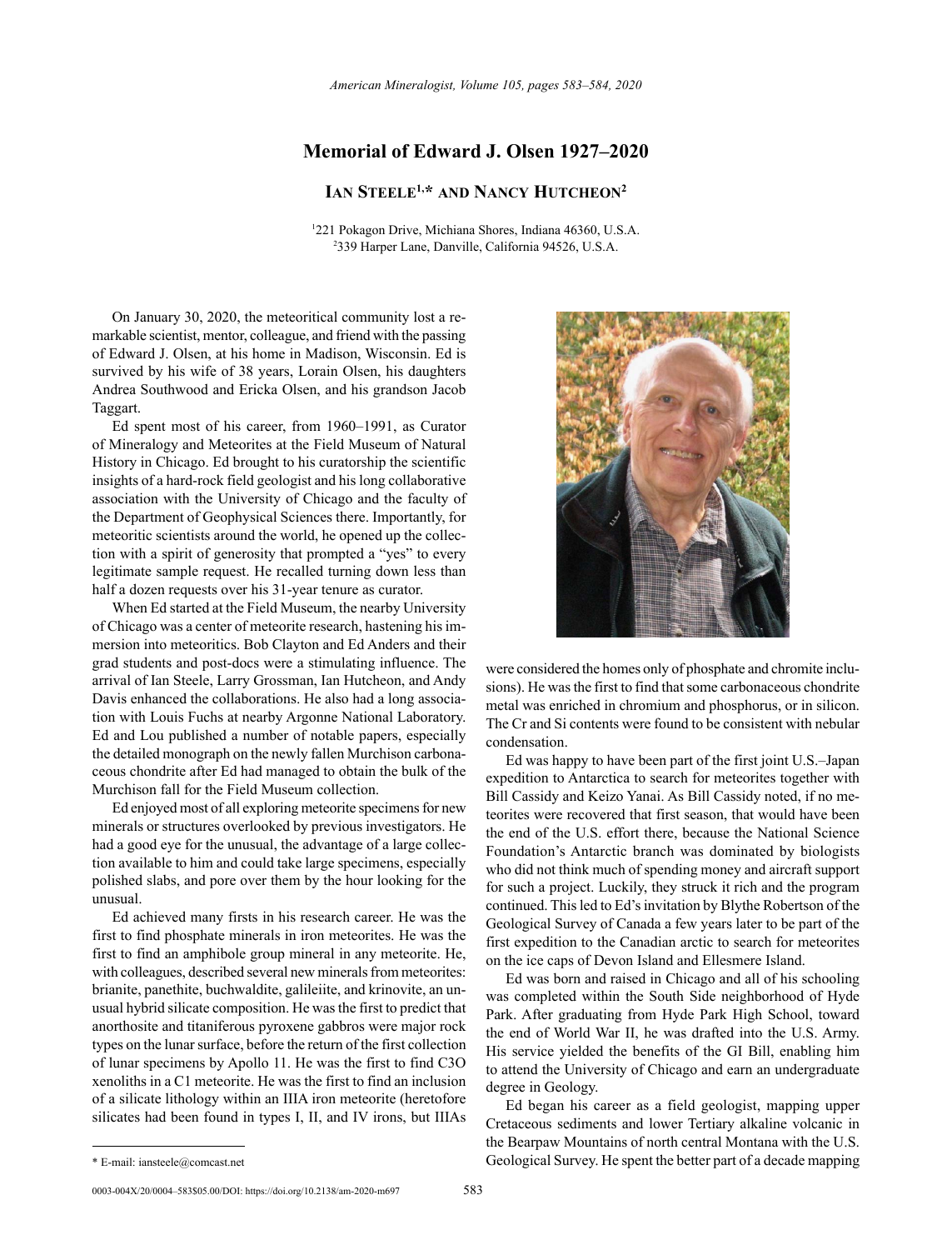# Memorial of Edward J. Olsen 1927–2020

**Ian Steele[1,*] and Nancy Hutcheon[2]**

[1]221 Pokagon Drive, Michiana Shores, Indiana 46360, U.S.A.
[2]339 Harper Lane, Danville, California 94526, U.S.A.

On January 30, 2020, the meteoritical community lost a remarkable scientist, mentor, colleague, and friend with the passing of Edward J. Olsen, at his home in Madison, Wisconsin. Ed is survived by his wife of 38 years, Lorain Olsen, his daughters Andrea Southwood and Ericka Olsen, and his grandson Jacob Taggart.

Ed spent most of his career, from 1960–1991, as Curator of Mineralogy and Meteorites at the Field Museum of Natural History in Chicago. Ed brought to his curatorship the scientific insights of a hard-rock field geologist and his long collaborative association with the University of Chicago and the faculty of the Department of Geophysical Sciences there. Importantly, for meteoritic scientists around the world, he opened up the collection with a spirit of generosity that prompted a "yes" to every legitimate sample request. He recalled turning down less than half a dozen requests over his 31-year tenure as curator.

When Ed started at the Field Museum, the nearby University of Chicago was a center of meteorite research, hastening his immersion into meteoritics. Bob Clayton and Ed Anders and their grad students and post-docs were a stimulating influence. The arrival of Ian Steele, Larry Grossman, Ian Hutcheon, and Andy Davis enhanced the collaborations. He also had a long association with Louis Fuchs at nearby Argonne National Laboratory. Ed and Lou published a number of notable papers, especially the detailed monograph on the newly fallen Murchison carbonaceous chondrite after Ed had managed to obtain the bulk of the Murchison fall for the Field Museum collection.

Ed enjoyed most of all exploring meteorite specimens for new minerals or structures overlooked by previous investigators. He had a good eye for the unusual, the advantage of a large collection available to him and could take large specimens, especially polished slabs, and pore over them by the hour looking for the unusual.

Ed achieved many firsts in his research career. He was the first to find phosphate minerals in iron meteorites. He was the first to find an amphibole group mineral in any meteorite. He, with colleagues, described several new minerals from meteorites: brianite, panethite, buchwaldite, galileiite, and krinovite, an unusual hybrid silicate composition. He was the first to predict that anorthosite and titaniferous pyroxene gabbros were major rock types on the lunar surface, before the return of the first collection of lunar specimens by Apollo 11. He was the first to find C3O xenoliths in a C1 meteorite. He was the first to find an inclusion of a silicate lithology within an IIIA iron meteorite (heretofore silicates had been found in types I, II, and IV irons, but IIIAs were considered the homes only of phosphate and chromite inclusions). He was the first to find that some carbonaceous chondrite metal was enriched in chromium and phosphorus, or in silicon. The Cr and Si contents were found to be consistent with nebular condensation.

Ed was happy to have been part of the first joint U.S.–Japan expedition to Antarctica to search for meteorites together with Bill Cassidy and Keizo Yanai. As Bill Cassidy noted, if no meteorites were recovered that first season, that would have been the end of the U.S. effort there, because the National Science Foundation's Antarctic branch was dominated by biologists who did not think much of spending money and aircraft support for such a project. Luckily, they struck it rich and the program continued. This led to Ed's invitation by Blythe Robertson of the Geological Survey of Canada a few years later to be part of the first expedition to the Canadian arctic to search for meteorites on the ice caps of Devon Island and Ellesmere Island.

Ed was born and raised in Chicago and all of his schooling was completed within the South Side neighborhood of Hyde Park. After graduating from Hyde Park High School, toward the end of World War II, he was drafted into the U.S. Army. His service yielded the benefits of the GI Bill, enabling him to attend the University of Chicago and earn an undergraduate degree in Geology.

Ed began his career as a field geologist, mapping upper Cretaceous sediments and lower Tertiary alkaline volcanic in the Bearpaw Mountains of north central Montana with the U.S. Geological Survey. He spent the better part of a decade mapping

\* E-mail: iansteele@comcast.net

0003-004X/20/0004–583$05.00/DOI: https://doi.org/10.2138/am-2020-m697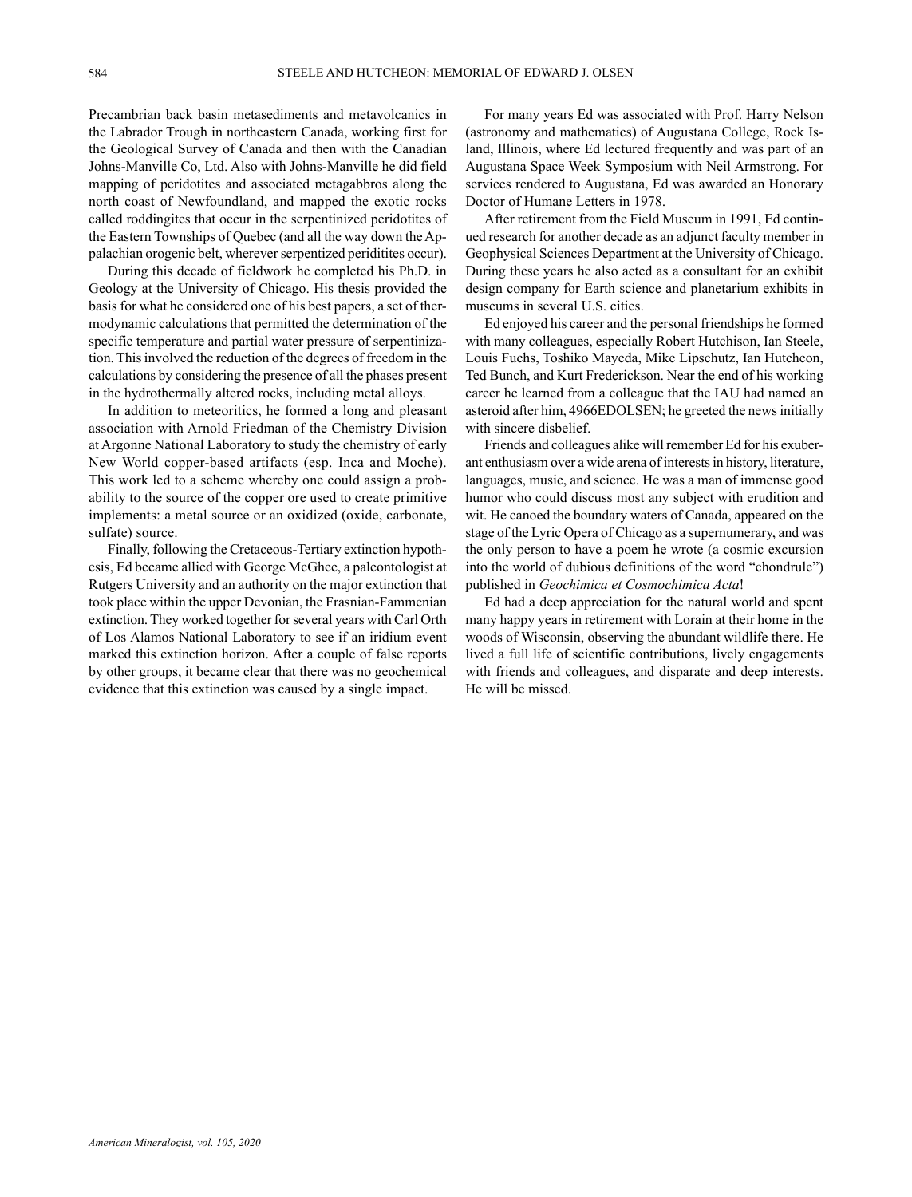Precambrian back basin metasediments and metavolcanics in the Labrador Trough in northeastern Canada, working first for the Geological Survey of Canada and then with the Canadian Johns-Manville Co, Ltd. Also with Johns-Manville he did field mapping of peridotites and associated metagabbros along the north coast of Newfoundland, and mapped the exotic rocks called roddingites that occur in the serpentinized peridotites of the Eastern Townships of Quebec (and all the way down the Appalachian orogenic belt, wherever serpentized periditites occur).

During this decade of fieldwork he completed his Ph.D. in Geology at the University of Chicago. His thesis provided the basis for what he considered one of his best papers, a set of thermodynamic calculations that permitted the determination of the specific temperature and partial water pressure of serpentinization. This involved the reduction of the degrees of freedom in the calculations by considering the presence of all the phases present in the hydrothermally altered rocks, including metal alloys.

In addition to meteoritics, he formed a long and pleasant association with Arnold Friedman of the Chemistry Division at Argonne National Laboratory to study the chemistry of early New World copper-based artifacts (esp. Inca and Moche). This work led to a scheme whereby one could assign a probability to the source of the copper ore used to create primitive implements: a metal source or an oxidized (oxide, carbonate, sulfate) source.

Finally, following the Cretaceous-Tertiary extinction hypothesis, Ed became allied with George McGhee, a paleontologist at Rutgers University and an authority on the major extinction that took place within the upper Devonian, the Frasnian-Fammenian extinction. They worked together for several years with Carl Orth of Los Alamos National Laboratory to see if an iridium event marked this extinction horizon. After a couple of false reports by other groups, it became clear that there was no geochemical evidence that this extinction was caused by a single impact.

For many years Ed was associated with Prof. Harry Nelson (astronomy and mathematics) of Augustana College, Rock Island, Illinois, where Ed lectured frequently and was part of an Augustana Space Week Symposium with Neil Armstrong. For services rendered to Augustana, Ed was awarded an Honorary Doctor of Humane Letters in 1978.

After retirement from the Field Museum in 1991, Ed continued research for another decade as an adjunct faculty member in Geophysical Sciences Department at the University of Chicago. During these years he also acted as a consultant for an exhibit design company for Earth science and planetarium exhibits in museums in several U.S. cities.

Ed enjoyed his career and the personal friendships he formed with many colleagues, especially Robert Hutchison, Ian Steele, Louis Fuchs, Toshiko Mayeda, Mike Lipschutz, Ian Hutcheon, Ted Bunch, and Kurt Frederickson. Near the end of his working career he learned from a colleague that the IAU had named an asteroid after him, 4966EDOLSEN; he greeted the news initially with sincere disbelief.

Friends and colleagues alike will remember Ed for his exuberant enthusiasm over a wide arena of interests in history, literature, languages, music, and science. He was a man of immense good humor who could discuss most any subject with erudition and wit. He canoed the boundary waters of Canada, appeared on the stage of the Lyric Opera of Chicago as a supernumerary, and was the only person to have a poem he wrote (a cosmic excursion into the world of dubious definitions of the word "chondrule") published in *Geochimica et Cosmochimica Acta*!

Ed had a deep appreciation for the natural world and spent many happy years in retirement with Lorain at their home in the woods of Wisconsin, observing the abundant wildlife there. He lived a full life of scientific contributions, lively engagements with friends and colleagues, and disparate and deep interests. He will be missed.